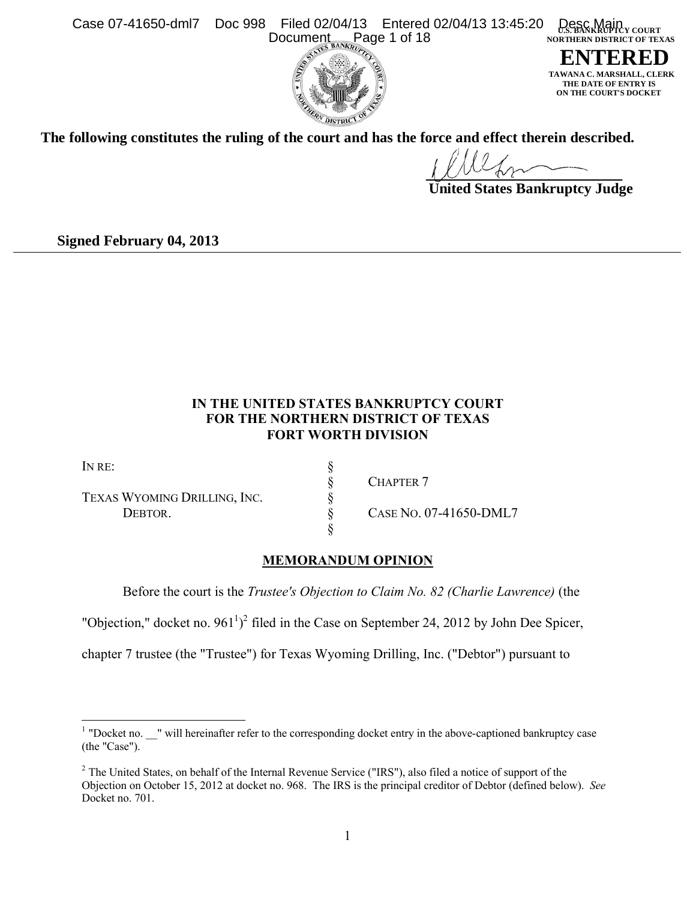**The following constitutes the ruling of the court and has the force and effect therein described.**

**United States Bankruptcy Judge**

**Signed February 04, 2013**

**IN THE UNITED STATES BANKRUPTCY COURT**
**FOR THE NORTHERN DISTRICT OF TEXAS**
**FORT WORTH DIVISION**

| | | |
|---|---|---|
| IN RE: | § | |
| | § | CHAPTER 7 |
| TEXAS WYOMING DRILLING, INC. | § | |
| DEBTOR. | § | CASE NO. 07-41650-DML7 |
| | § | |

**MEMORANDUM OPINION**

Before the court is the *Trustee's Objection to Claim No. 82 (Charlie Lawrence)* (the "Objection," docket no. 961[1])[2] filed in the Case on September 24, 2012 by John Dee Spicer, chapter 7 trustee (the "Trustee") for Texas Wyoming Drilling, Inc. ("Debtor") pursuant to

---

[1] "Docket no. __" will hereinafter refer to the corresponding docket entry in the above-captioned bankruptcy case (the "Case").

[2] The United States, on behalf of the Internal Revenue Service ("IRS"), also filed a notice of support of the Objection on October 15, 2012 at docket no. 968. The IRS is the principal creditor of Debtor (defined below). *See* Docket no. 701.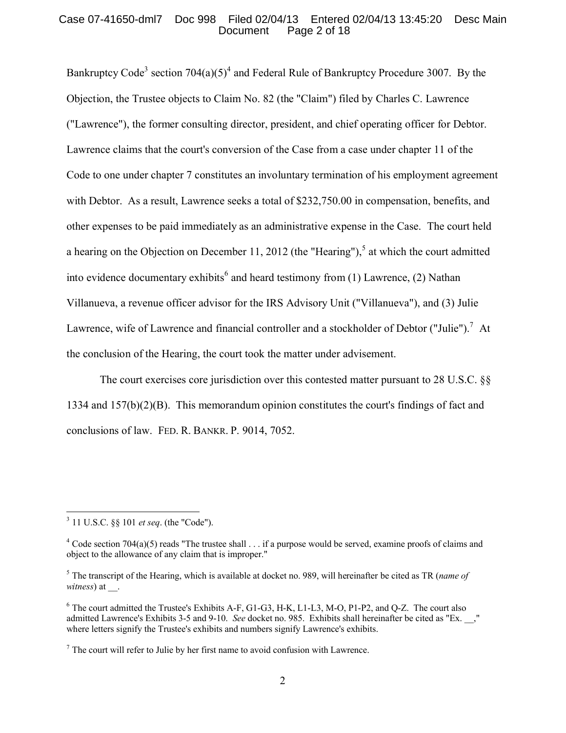Bankruptcy Code[3] section 704(a)(5)[4] and Federal Rule of Bankruptcy Procedure 3007. By the Objection, the Trustee objects to Claim No. 82 (the "Claim") filed by Charles C. Lawrence ("Lawrence"), the former consulting director, president, and chief operating officer for Debtor. Lawrence claims that the court's conversion of the Case from a case under chapter 11 of the Code to one under chapter 7 constitutes an involuntary termination of his employment agreement with Debtor. As a result, Lawrence seeks a total of $232,750.00 in compensation, benefits, and other expenses to be paid immediately as an administrative expense in the Case. The court held a hearing on the Objection on December 11, 2012 (the "Hearing"),[5] at which the court admitted into evidence documentary exhibits[6] and heard testimony from (1) Lawrence, (2) Nathan Villanueva, a revenue officer advisor for the IRS Advisory Unit ("Villanueva"), and (3) Julie Lawrence, wife of Lawrence and financial controller and a stockholder of Debtor ("Julie").[7] At the conclusion of the Hearing, the court took the matter under advisement.

The court exercises core jurisdiction over this contested matter pursuant to 28 U.S.C. §§ 1334 and 157(b)(2)(B). This memorandum opinion constitutes the court's findings of fact and conclusions of law. FED. R. BANKR. P. 9014, 7052.

---

[3] 11 U.S.C. §§ 101 *et seq*. (the "Code").

[4] Code section 704(a)(5) reads "The trustee shall . . . if a purpose would be served, examine proofs of claims and object to the allowance of any claim that is improper."

[5] The transcript of the Hearing, which is available at docket no. 989, will hereinafter be cited as TR (*name of witness*) at __.

[6] The court admitted the Trustee's Exhibits A-F, G1-G3, H-K, L1-L3, M-O, P1-P2, and Q-Z. The court also admitted Lawrence's Exhibits 3-5 and 9-10. *See* docket no. 985. Exhibits shall hereinafter be cited as "Ex. __," where letters signify the Trustee's exhibits and numbers signify Lawrence's exhibits.

[7] The court will refer to Julie by her first name to avoid confusion with Lawrence.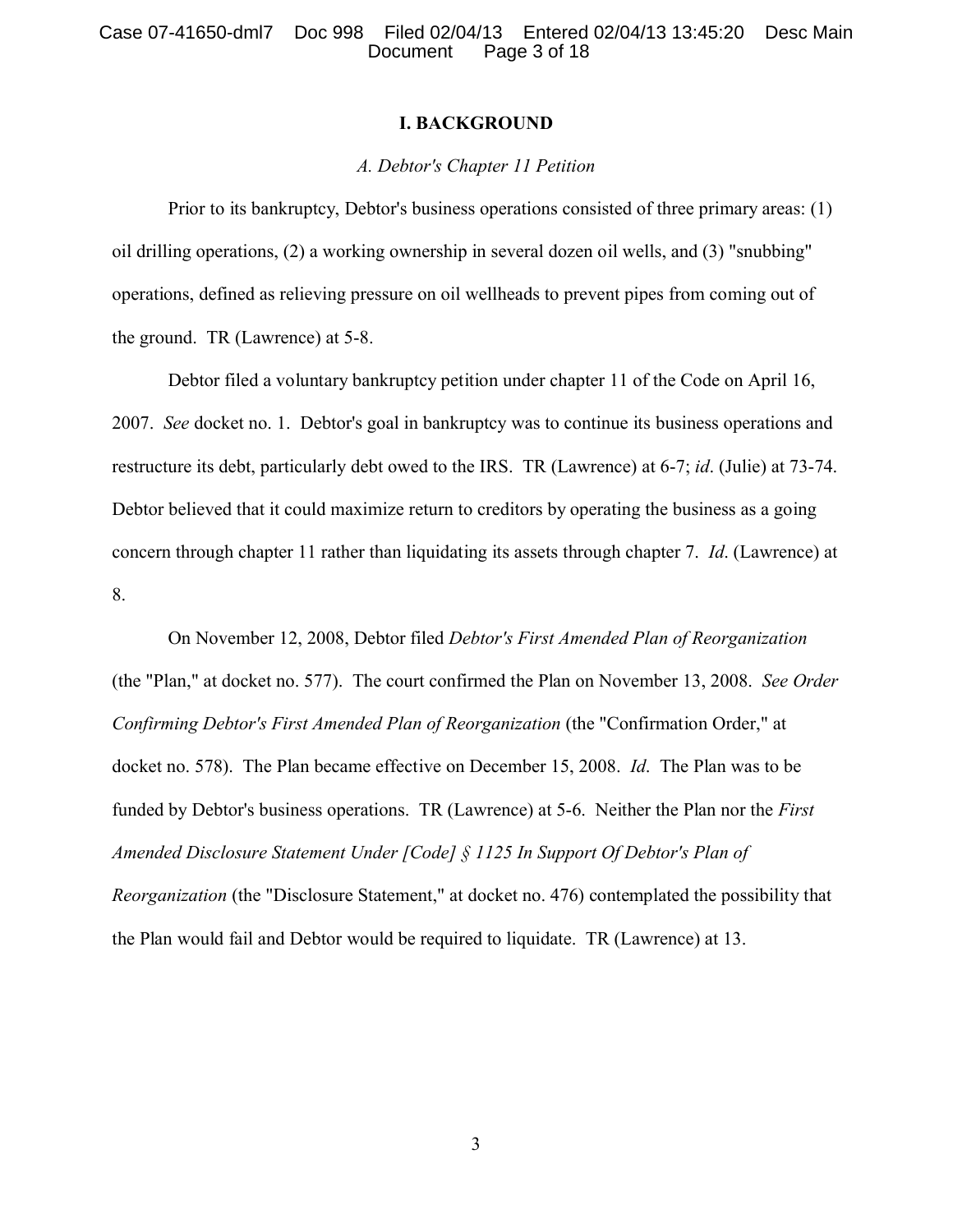# I. BACKGROUND

## *A. Debtor's Chapter 11 Petition*

Prior to its bankruptcy, Debtor's business operations consisted of three primary areas: (1) oil drilling operations, (2) a working ownership in several dozen oil wells, and (3) "snubbing" operations, defined as relieving pressure on oil wellheads to prevent pipes from coming out of the ground. TR (Lawrence) at 5-8.

Debtor filed a voluntary bankruptcy petition under chapter 11 of the Code on April 16, 2007. *See* docket no. 1. Debtor's goal in bankruptcy was to continue its business operations and restructure its debt, particularly debt owed to the IRS. TR (Lawrence) at 6-7; *id*. (Julie) at 73-74. Debtor believed that it could maximize return to creditors by operating the business as a going concern through chapter 11 rather than liquidating its assets through chapter 7. *Id*. (Lawrence) at 8.

On November 12, 2008, Debtor filed *Debtor's First Amended Plan of Reorganization* (the "Plan," at docket no. 577). The court confirmed the Plan on November 13, 2008. *See Order Confirming Debtor's First Amended Plan of Reorganization* (the "Confirmation Order," at docket no. 578). The Plan became effective on December 15, 2008. *Id*. The Plan was to be funded by Debtor's business operations. TR (Lawrence) at 5-6. Neither the Plan nor the *First Amended Disclosure Statement Under [Code] § 1125 In Support Of Debtor's Plan of Reorganization* (the "Disclosure Statement," at docket no. 476) contemplated the possibility that the Plan would fail and Debtor would be required to liquidate. TR (Lawrence) at 13.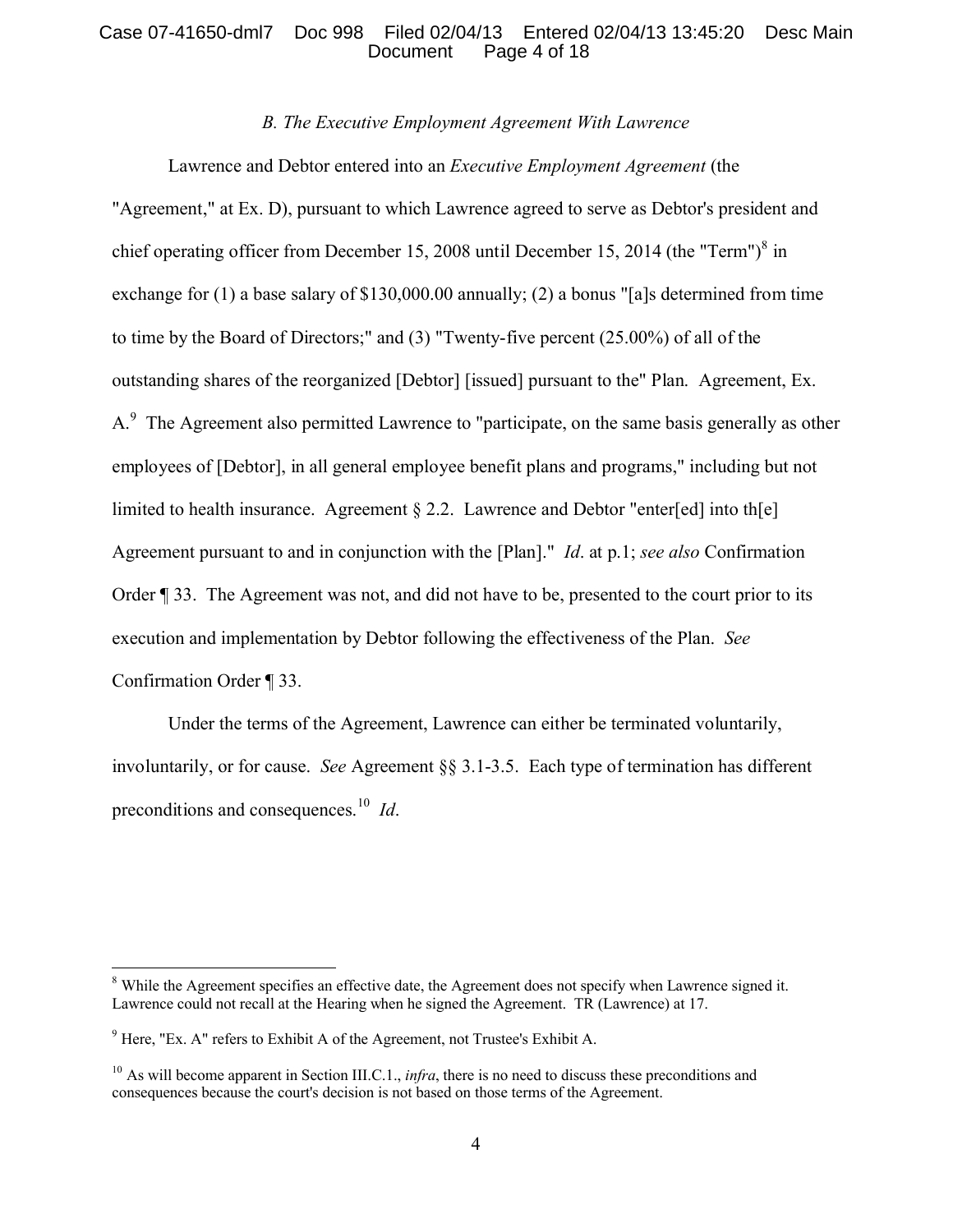### *B. The Executive Employment Agreement With Lawrence*

Lawrence and Debtor entered into an *Executive Employment Agreement* (the "Agreement," at Ex. D), pursuant to which Lawrence agreed to serve as Debtor's president and chief operating officer from December 15, 2008 until December 15, 2014 (the "Term")[8] in exchange for (1) a base salary of $130,000.00 annually; (2) a bonus "[a]s determined from time to time by the Board of Directors;" and (3) "Twenty-five percent (25.00%) of all of the outstanding shares of the reorganized [Debtor] [issued] pursuant to the" Plan. Agreement, Ex. A.[9] The Agreement also permitted Lawrence to "participate, on the same basis generally as other employees of [Debtor], in all general employee benefit plans and programs," including but not limited to health insurance. Agreement § 2.2. Lawrence and Debtor "enter[ed] into th[e] Agreement pursuant to and in conjunction with the [Plan]." *Id*. at p.1; *see also* Confirmation Order ¶ 33. The Agreement was not, and did not have to be, presented to the court prior to its execution and implementation by Debtor following the effectiveness of the Plan. *See* Confirmation Order ¶ 33.

Under the terms of the Agreement, Lawrence can either be terminated voluntarily, involuntarily, or for cause. *See* Agreement §§ 3.1-3.5. Each type of termination has different preconditions and consequences.[10] *Id*.

---

[8] While the Agreement specifies an effective date, the Agreement does not specify when Lawrence signed it. Lawrence could not recall at the Hearing when he signed the Agreement. TR (Lawrence) at 17.

[9] Here, "Ex. A" refers to Exhibit A of the Agreement, not Trustee's Exhibit A.

[10] As will become apparent in Section III.C.1., *infra*, there is no need to discuss these preconditions and consequences because the court's decision is not based on those terms of the Agreement.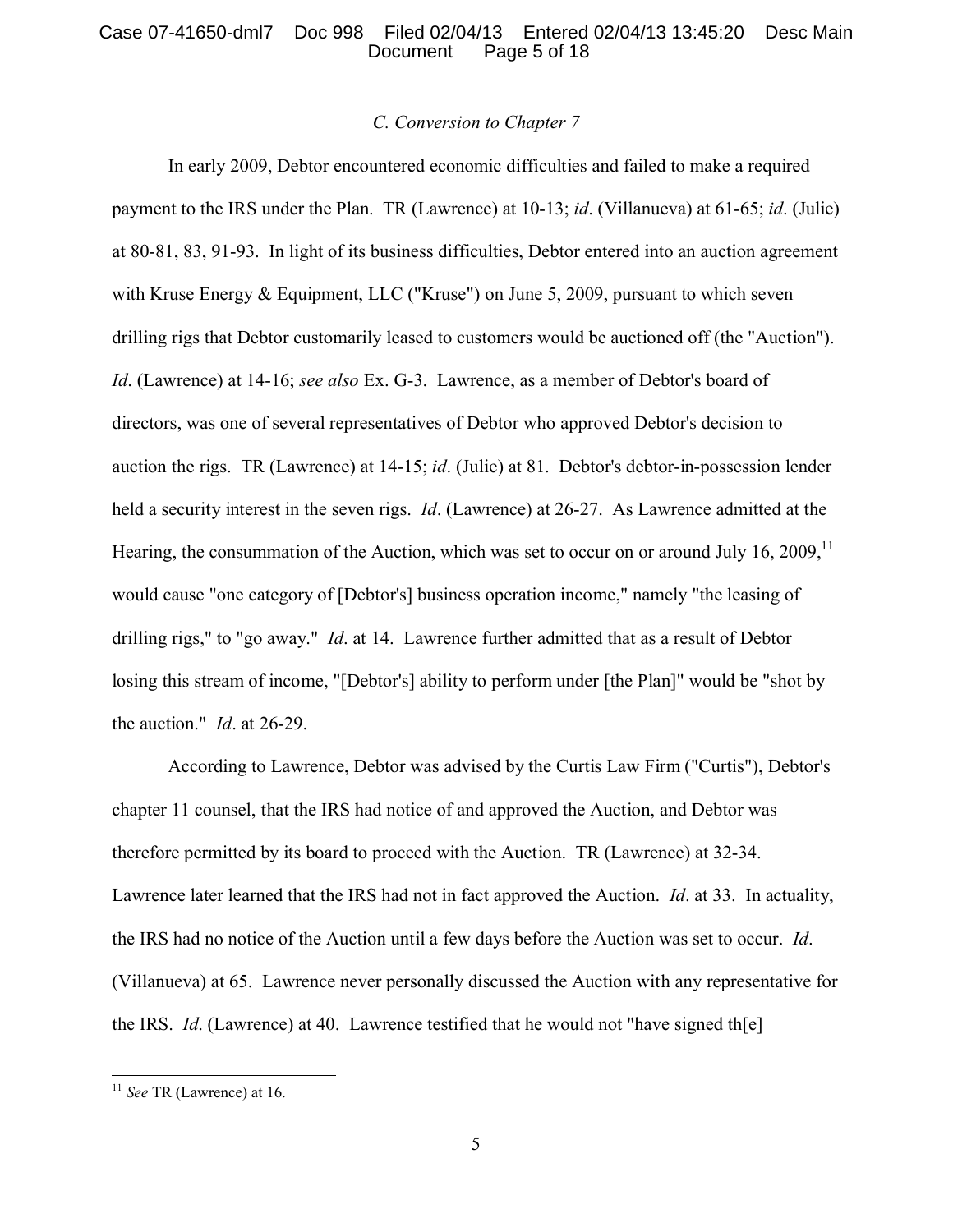### *C. Conversion to Chapter 7*

In early 2009, Debtor encountered economic difficulties and failed to make a required payment to the IRS under the Plan. TR (Lawrence) at 10-13; *id*. (Villanueva) at 61-65; *id*. (Julie) at 80-81, 83, 91-93. In light of its business difficulties, Debtor entered into an auction agreement with Kruse Energy & Equipment, LLC ("Kruse") on June 5, 2009, pursuant to which seven drilling rigs that Debtor customarily leased to customers would be auctioned off (the "Auction"). *Id*. (Lawrence) at 14-16; *see also* Ex. G-3. Lawrence, as a member of Debtor's board of directors, was one of several representatives of Debtor who approved Debtor's decision to auction the rigs. TR (Lawrence) at 14-15; *id*. (Julie) at 81. Debtor's debtor-in-possession lender held a security interest in the seven rigs. *Id*. (Lawrence) at 26-27. As Lawrence admitted at the Hearing, the consummation of the Auction, which was set to occur on or around July 16, 2009,[11] would cause "one category of [Debtor's] business operation income," namely "the leasing of drilling rigs," to "go away." *Id*. at 14. Lawrence further admitted that as a result of Debtor losing this stream of income, "[Debtor's] ability to perform under [the Plan]" would be "shot by the auction." *Id*. at 26-29.

According to Lawrence, Debtor was advised by the Curtis Law Firm ("Curtis"), Debtor's chapter 11 counsel, that the IRS had notice of and approved the Auction, and Debtor was therefore permitted by its board to proceed with the Auction. TR (Lawrence) at 32-34. Lawrence later learned that the IRS had not in fact approved the Auction. *Id*. at 33. In actuality, the IRS had no notice of the Auction until a few days before the Auction was set to occur. *Id*. (Villanueva) at 65. Lawrence never personally discussed the Auction with any representative for the IRS. *Id*. (Lawrence) at 40. Lawrence testified that he would not "have signed th[e]

---

[11] *See* TR (Lawrence) at 16.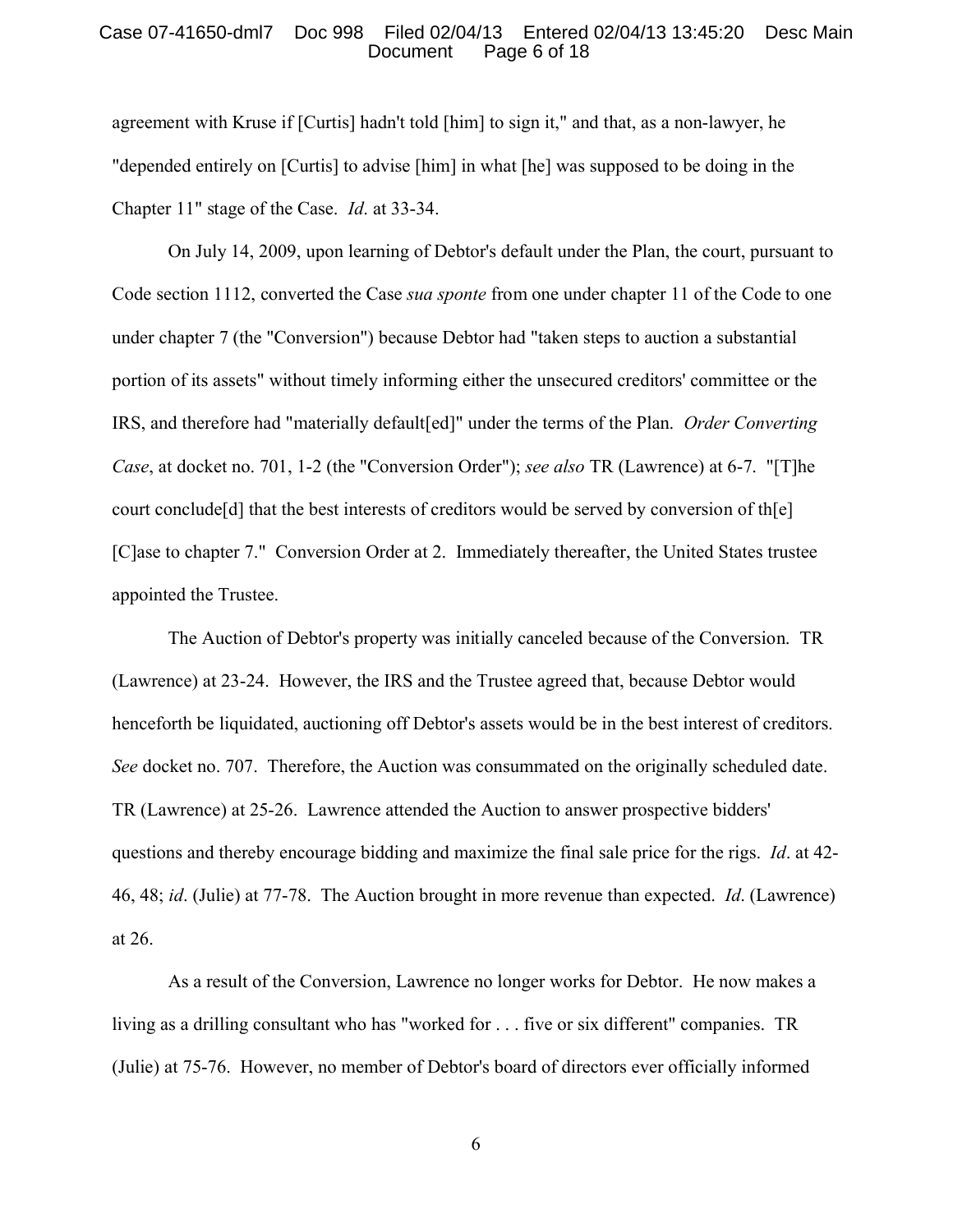agreement with Kruse if [Curtis] hadn't told [him] to sign it," and that, as a non-lawyer, he "depended entirely on [Curtis] to advise [him] in what [he] was supposed to be doing in the Chapter 11" stage of the Case. *Id*. at 33-34.

On July 14, 2009, upon learning of Debtor's default under the Plan, the court, pursuant to Code section 1112, converted the Case *sua sponte* from one under chapter 11 of the Code to one under chapter 7 (the "Conversion") because Debtor had "taken steps to auction a substantial portion of its assets" without timely informing either the unsecured creditors' committee or the IRS, and therefore had "materially default[ed]" under the terms of the Plan. *Order Converting Case*, at docket no. 701, 1-2 (the "Conversion Order"); *see also* TR (Lawrence) at 6-7. "[T]he court conclude[d] that the best interests of creditors would be served by conversion of th[e] [C]ase to chapter 7." Conversion Order at 2. Immediately thereafter, the United States trustee appointed the Trustee.

The Auction of Debtor's property was initially canceled because of the Conversion. TR (Lawrence) at 23-24. However, the IRS and the Trustee agreed that, because Debtor would henceforth be liquidated, auctioning off Debtor's assets would be in the best interest of creditors. *See* docket no. 707. Therefore, the Auction was consummated on the originally scheduled date. TR (Lawrence) at 25-26. Lawrence attended the Auction to answer prospective bidders' questions and thereby encourage bidding and maximize the final sale price for the rigs. *Id*. at 42-46, 48; *id*. (Julie) at 77-78. The Auction brought in more revenue than expected. *Id*. (Lawrence) at 26.

As a result of the Conversion, Lawrence no longer works for Debtor. He now makes a living as a drilling consultant who has "worked for . . . five or six different" companies. TR (Julie) at 75-76. However, no member of Debtor's board of directors ever officially informed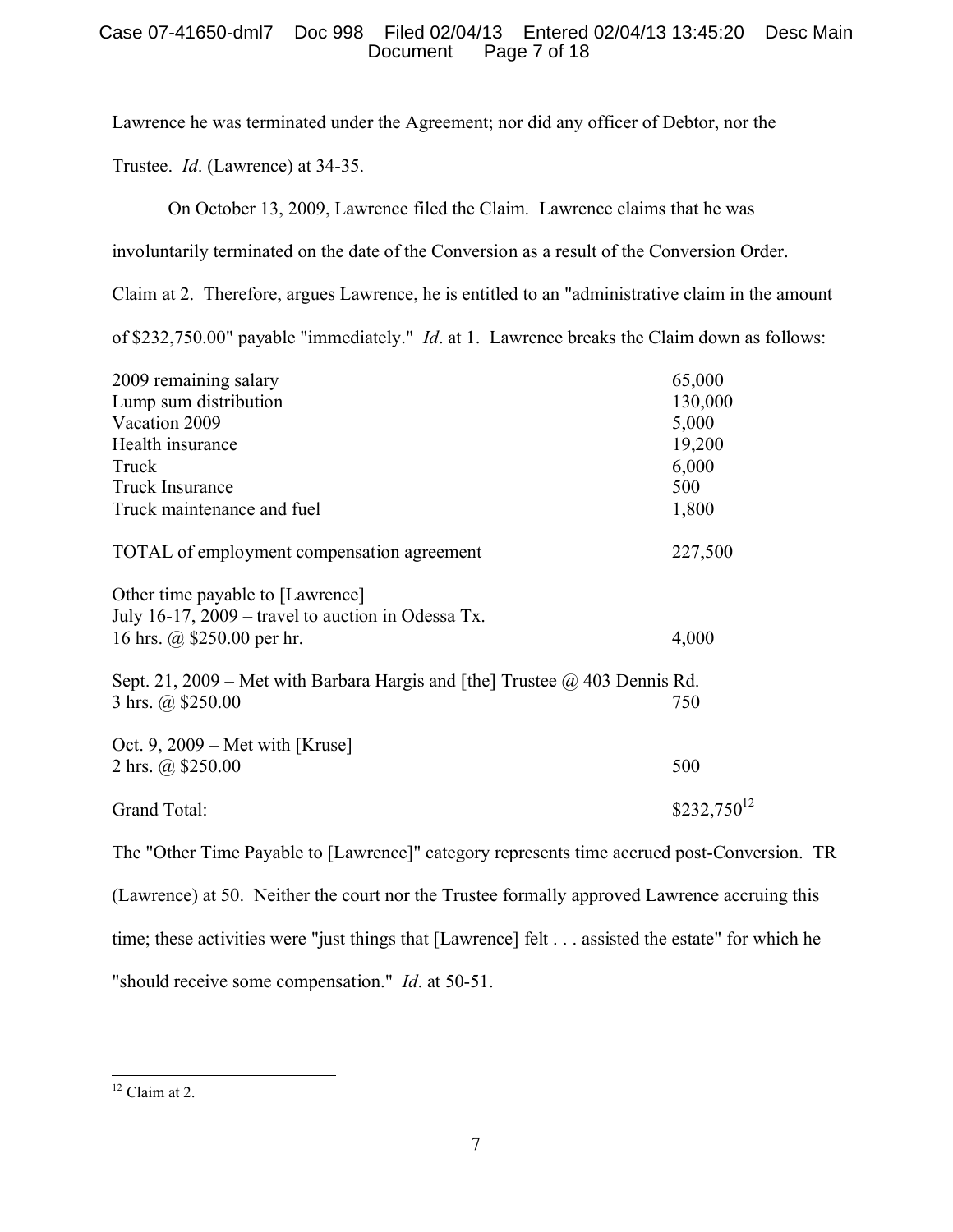Lawrence he was terminated under the Agreement; nor did any officer of Debtor, nor the Trustee. *Id*. (Lawrence) at 34-35.

On October 13, 2009, Lawrence filed the Claim. Lawrence claims that he was involuntarily terminated on the date of the Conversion as a result of the Conversion Order. Claim at 2. Therefore, argues Lawrence, he is entitled to an "administrative claim in the amount of $232,750.00" payable "immediately." *Id*. at 1. Lawrence breaks the Claim down as follows:

| | |
|---|---|
| 2009 remaining salary | 65,000 |
| Lump sum distribution | 130,000 |
| Vacation 2009 | 5,000 |
| Health insurance | 19,200 |
| Truck | 6,000 |
| Truck Insurance | 500 |
| Truck maintenance and fuel | 1,800 |
| TOTAL of employment compensation agreement | 227,500 |
| Other time payable to [Lawrence]<br>July 16-17, 2009 – travel to auction in Odessa Tx.<br>16 hrs. @ $250.00 per hr. | 4,000 |
| Sept. 21, 2009 – Met with Barbara Hargis and [the] Trustee @ 403 Dennis Rd.<br>3 hrs. @ $250.00 | 750 |
| Oct. 9, 2009 – Met with [Kruse]<br>2 hrs. @ $250.00 | 500 |
| Grand Total: | $232,750[12] |

The "Other Time Payable to [Lawrence]" category represents time accrued post-Conversion. TR (Lawrence) at 50. Neither the court nor the Trustee formally approved Lawrence accruing this time; these activities were "just things that [Lawrence] felt . . . assisted the estate" for which he "should receive some compensation." *Id*. at 50-51.

---

[12] Claim at 2.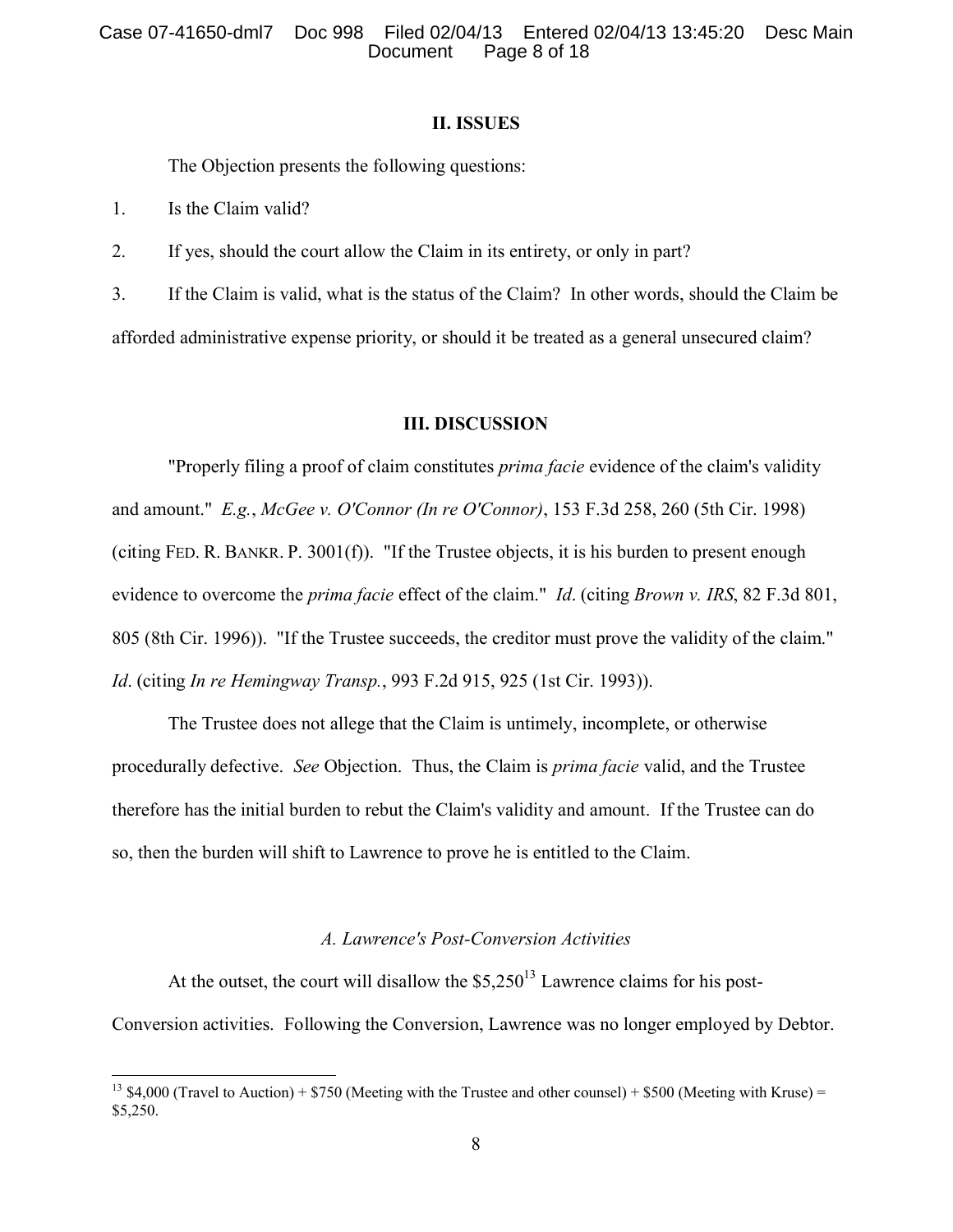## II. ISSUES

The Objection presents the following questions:

1. Is the Claim valid?

2. If yes, should the court allow the Claim in its entirety, or only in part?

3. If the Claim is valid, what is the status of the Claim? In other words, should the Claim be afforded administrative expense priority, or should it be treated as a general unsecured claim?

## III. DISCUSSION

"Properly filing a proof of claim constitutes *prima facie* evidence of the claim's validity and amount." *E.g.*, *McGee v. O'Connor (In re O'Connor)*, 153 F.3d 258, 260 (5th Cir. 1998) (citing FED. R. BANKR. P. 3001(f)). "If the Trustee objects, it is his burden to present enough evidence to overcome the *prima facie* effect of the claim." *Id*. (citing *Brown v. IRS*, 82 F.3d 801, 805 (8th Cir. 1996)). "If the Trustee succeeds, the creditor must prove the validity of the claim." *Id*. (citing *In re Hemingway Transp.*, 993 F.2d 915, 925 (1st Cir. 1993)).

The Trustee does not allege that the Claim is untimely, incomplete, or otherwise procedurally defective. *See* Objection. Thus, the Claim is *prima facie* valid, and the Trustee therefore has the initial burden to rebut the Claim's validity and amount. If the Trustee can do so, then the burden will shift to Lawrence to prove he is entitled to the Claim.

### *A. Lawrence's Post-Conversion Activities*

At the outset, the court will disallow the $5,250[13] Lawrence claims for his post-Conversion activities. Following the Conversion, Lawrence was no longer employed by Debtor.

[13] $4,000 (Travel to Auction) + $750 (Meeting with the Trustee and other counsel) + $500 (Meeting with Kruse) = $5,250.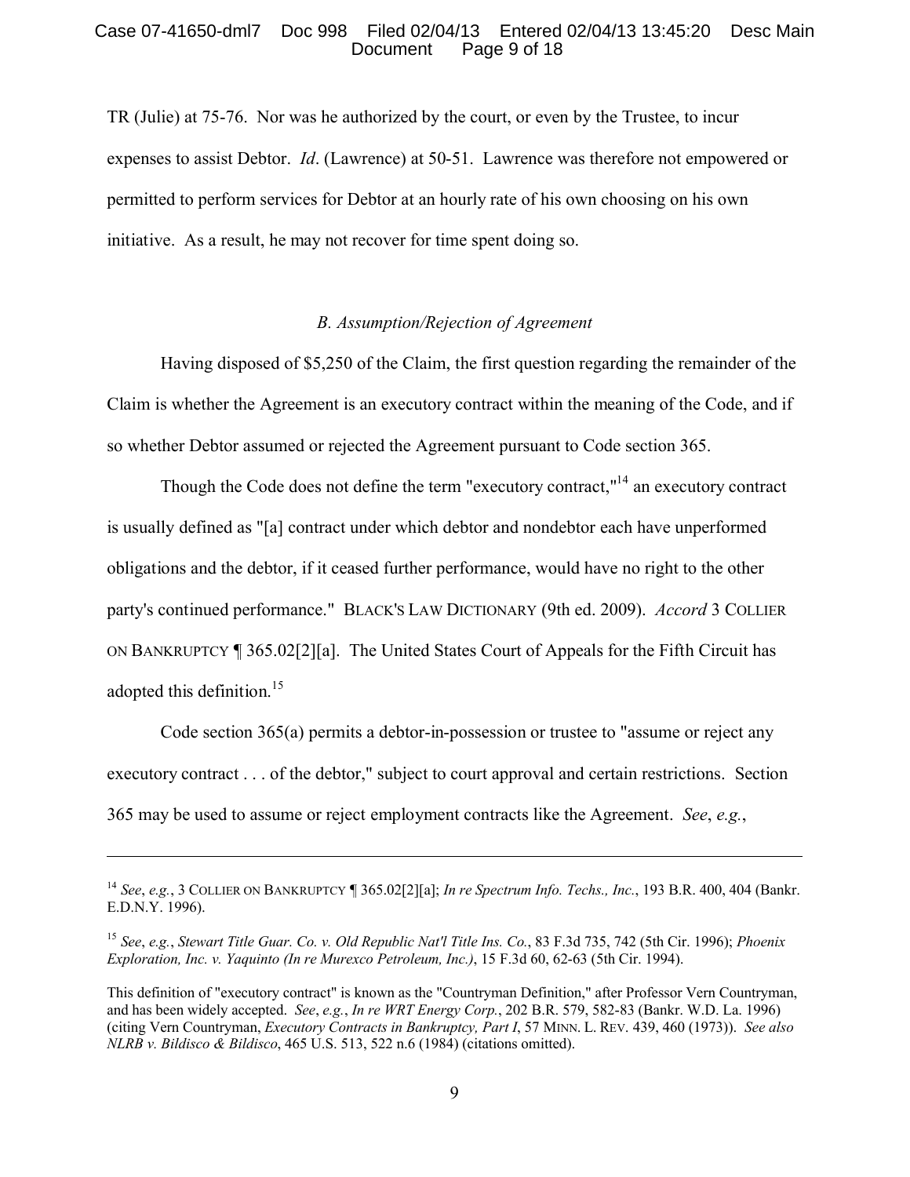TR (Julie) at 75-76. Nor was he authorized by the court, or even by the Trustee, to incur expenses to assist Debtor. *Id*. (Lawrence) at 50-51. Lawrence was therefore not empowered or permitted to perform services for Debtor at an hourly rate of his own choosing on his own initiative. As a result, he may not recover for time spent doing so.

### *B. Assumption/Rejection of Agreement*

Having disposed of $5,250 of the Claim, the first question regarding the remainder of the Claim is whether the Agreement is an executory contract within the meaning of the Code, and if so whether Debtor assumed or rejected the Agreement pursuant to Code section 365.

Though the Code does not define the term "executory contract,"[14] an executory contract is usually defined as "[a] contract under which debtor and nondebtor each have unperformed obligations and the debtor, if it ceased further performance, would have no right to the other party's continued performance." BLACK'S LAW DICTIONARY (9th ed. 2009). *Accord* 3 COLLIER ON BANKRUPTCY ¶ 365.02[2][a]. The United States Court of Appeals for the Fifth Circuit has adopted this definition.[15]

Code section 365(a) permits a debtor-in-possession or trustee to "assume or reject any executory contract . . . of the debtor," subject to court approval and certain restrictions. Section 365 may be used to assume or reject employment contracts like the Agreement. *See*, *e.g.*,

---

[14] *See*, *e.g.*, 3 COLLIER ON BANKRUPTCY ¶ 365.02[2][a]; *In re Spectrum Info. Techs., Inc.*, 193 B.R. 400, 404 (Bankr. E.D.N.Y. 1996).

[15] *See*, *e.g.*, *Stewart Title Guar. Co. v. Old Republic Nat'l Title Ins. Co.*, 83 F.3d 735, 742 (5th Cir. 1996); *Phoenix Exploration, Inc. v. Yaquinto (In re Murexco Petroleum, Inc.)*, 15 F.3d 60, 62-63 (5th Cir. 1994).

This definition of "executory contract" is known as the "Countryman Definition," after Professor Vern Countryman, and has been widely accepted. *See*, *e.g.*, *In re WRT Energy Corp.*, 202 B.R. 579, 582-83 (Bankr. W.D. La. 1996) (citing Vern Countryman, *Executory Contracts in Bankruptcy, Part I*, 57 MINN. L. REV. 439, 460 (1973)). *See also NLRB v. Bildisco & Bildisco*, 465 U.S. 513, 522 n.6 (1984) (citations omitted).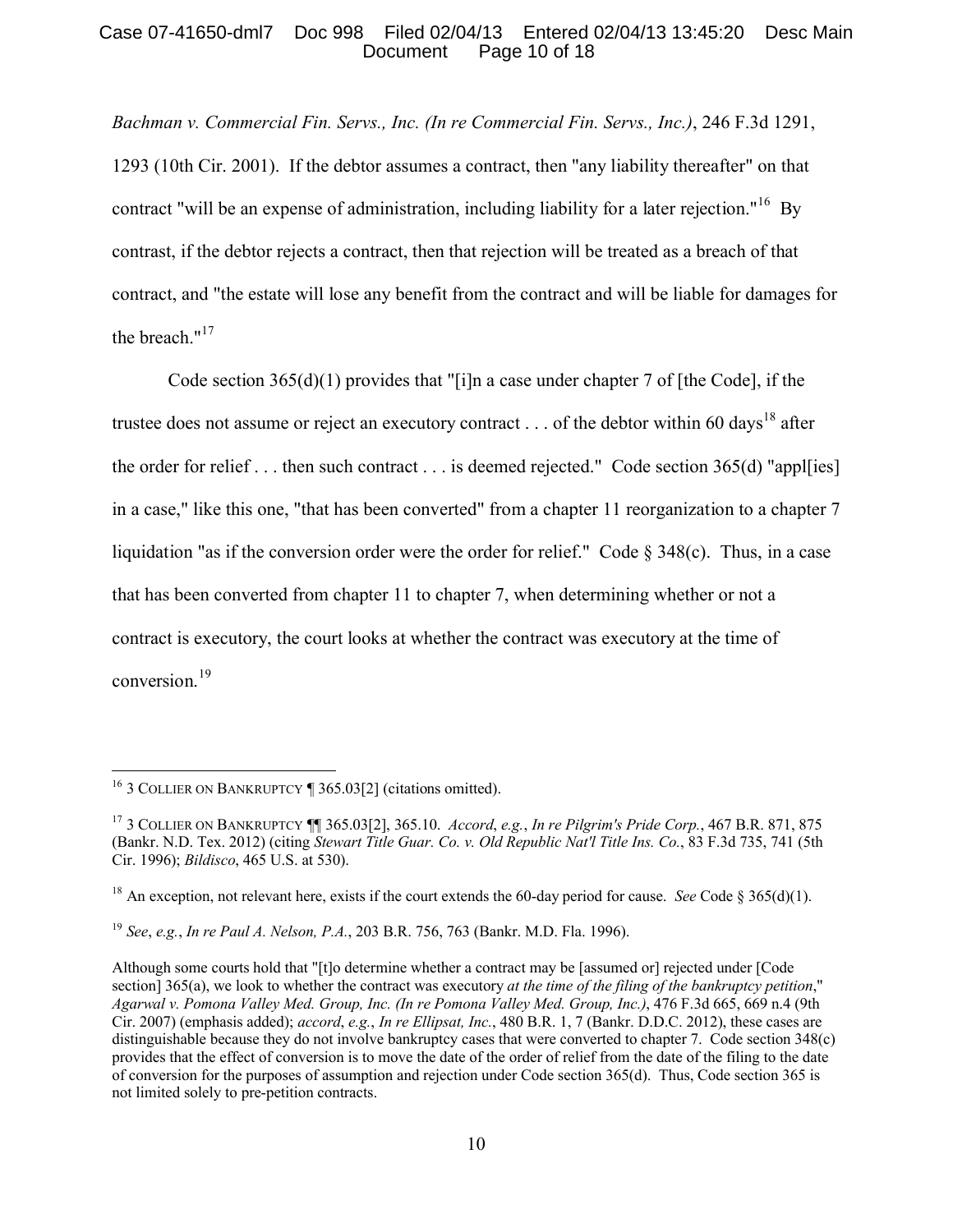*Bachman v. Commercial Fin. Servs., Inc. (In re Commercial Fin. Servs., Inc.)*, 246 F.3d 1291, 1293 (10th Cir. 2001). If the debtor assumes a contract, then "any liability thereafter" on that contract "will be an expense of administration, including liability for a later rejection."[16] By contrast, if the debtor rejects a contract, then that rejection will be treated as a breach of that contract, and "the estate will lose any benefit from the contract and will be liable for damages for the breach."[17]

Code section 365(d)(1) provides that "[i]n a case under chapter 7 of [the Code], if the trustee does not assume or reject an executory contract . . . of the debtor within 60 days[18] after the order for relief . . . then such contract . . . is deemed rejected." Code section 365(d) "appl[ies] in a case," like this one, "that has been converted" from a chapter 11 reorganization to a chapter 7 liquidation "as if the conversion order were the order for relief." Code § 348(c). Thus, in a case that has been converted from chapter 11 to chapter 7, when determining whether or not a contract is executory, the court looks at whether the contract was executory at the time of conversion.[19]

---

[16] 3 Collier on Bankruptcy ¶ 365.03[2] (citations omitted).

[17] 3 Collier on Bankruptcy ¶¶ 365.03[2], 365.10. *Accord*, *e.g.*, *In re Pilgrim's Pride Corp.*, 467 B.R. 871, 875 (Bankr. N.D. Tex. 2012) (citing *Stewart Title Guar. Co. v. Old Republic Nat'l Title Ins. Co.*, 83 F.3d 735, 741 (5th Cir. 1996); *Bildisco*, 465 U.S. at 530).

[18] An exception, not relevant here, exists if the court extends the 60-day period for cause. *See* Code § 365(d)(1).

[19] *See*, *e.g.*, *In re Paul A. Nelson, P.A.*, 203 B.R. 756, 763 (Bankr. M.D. Fla. 1996).

Although some courts hold that "[t]o determine whether a contract may be [assumed or] rejected under [Code section] 365(a), we look to whether the contract was executory *at the time of the filing of the bankruptcy petition*," *Agarwal v. Pomona Valley Med. Group, Inc. (In re Pomona Valley Med. Group, Inc.)*, 476 F.3d 665, 669 n.4 (9th Cir. 2007) (emphasis added); *accord*, *e.g.*, *In re Ellipsat, Inc.*, 480 B.R. 1, 7 (Bankr. D.D.C. 2012), these cases are distinguishable because they do not involve bankruptcy cases that were converted to chapter 7. Code section 348(c) provides that the effect of conversion is to move the date of the order of relief from the date of the filing to the date of conversion for the purposes of assumption and rejection under Code section 365(d). Thus, Code section 365 is not limited solely to pre-petition contracts.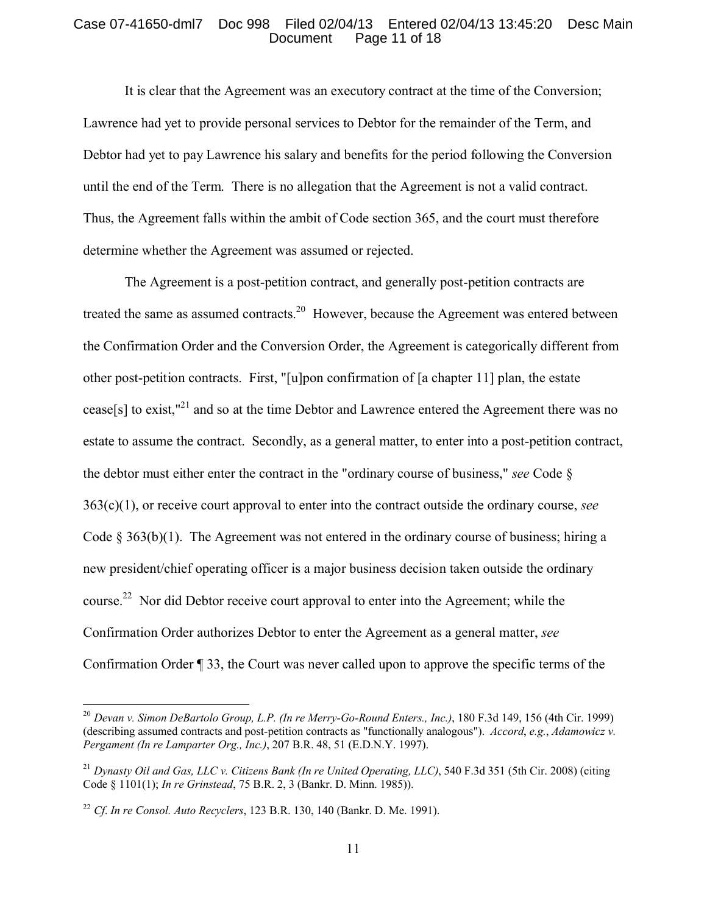It is clear that the Agreement was an executory contract at the time of the Conversion; Lawrence had yet to provide personal services to Debtor for the remainder of the Term, and Debtor had yet to pay Lawrence his salary and benefits for the period following the Conversion until the end of the Term. There is no allegation that the Agreement is not a valid contract. Thus, the Agreement falls within the ambit of Code section 365, and the court must therefore determine whether the Agreement was assumed or rejected.

The Agreement is a post-petition contract, and generally post-petition contracts are treated the same as assumed contracts.[20] However, because the Agreement was entered between the Confirmation Order and the Conversion Order, the Agreement is categorically different from other post-petition contracts. First, "[u]pon confirmation of [a chapter 11] plan, the estate cease[s] to exist,"[21] and so at the time Debtor and Lawrence entered the Agreement there was no estate to assume the contract. Secondly, as a general matter, to enter into a post-petition contract, the debtor must either enter the contract in the "ordinary course of business," *see* Code § 363(c)(1), or receive court approval to enter into the contract outside the ordinary course, *see* Code § 363(b)(1). The Agreement was not entered in the ordinary course of business; hiring a new president/chief operating officer is a major business decision taken outside the ordinary course.[22] Nor did Debtor receive court approval to enter into the Agreement; while the Confirmation Order authorizes Debtor to enter the Agreement as a general matter, *see* Confirmation Order ¶ 33, the Court was never called upon to approve the specific terms of the

---

[20] *Devan v. Simon DeBartolo Group, L.P. (In re Merry-Go-Round Enters., Inc.)*, 180 F.3d 149, 156 (4th Cir. 1999) (describing assumed contracts and post-petition contracts as "functionally analogous"). *Accord*, *e.g.*, *Adamowicz v. Pergament (In re Lamparter Org., Inc.)*, 207 B.R. 48, 51 (E.D.N.Y. 1997).

[21] *Dynasty Oil and Gas, LLC v. Citizens Bank (In re United Operating, LLC)*, 540 F.3d 351 (5th Cir. 2008) (citing Code § 1101(1); *In re Grinstead*, 75 B.R. 2, 3 (Bankr. D. Minn. 1985)).

[22] *Cf. In re Consol. Auto Recyclers*, 123 B.R. 130, 140 (Bankr. D. Me. 1991).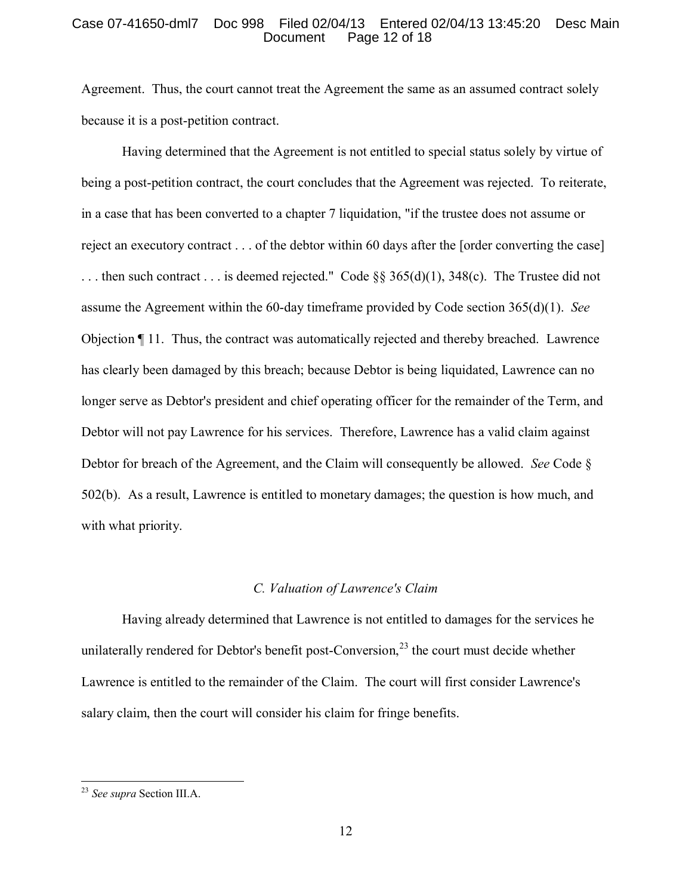Agreement. Thus, the court cannot treat the Agreement the same as an assumed contract solely because it is a post-petition contract.

Having determined that the Agreement is not entitled to special status solely by virtue of being a post-petition contract, the court concludes that the Agreement was rejected. To reiterate, in a case that has been converted to a chapter 7 liquidation, "if the trustee does not assume or reject an executory contract . . . of the debtor within 60 days after the [order converting the case] . . . then such contract . . . is deemed rejected." Code §§ 365(d)(1), 348(c). The Trustee did not assume the Agreement within the 60-day timeframe provided by Code section 365(d)(1). *See* Objection ¶ 11. Thus, the contract was automatically rejected and thereby breached. Lawrence has clearly been damaged by this breach; because Debtor is being liquidated, Lawrence can no longer serve as Debtor's president and chief operating officer for the remainder of the Term, and Debtor will not pay Lawrence for his services. Therefore, Lawrence has a valid claim against Debtor for breach of the Agreement, and the Claim will consequently be allowed. *See* Code § 502(b). As a result, Lawrence is entitled to monetary damages; the question is how much, and with what priority.

### *C. Valuation of Lawrence's Claim*

Having already determined that Lawrence is not entitled to damages for the services he unilaterally rendered for Debtor's benefit post-Conversion,[23] the court must decide whether Lawrence is entitled to the remainder of the Claim. The court will first consider Lawrence's salary claim, then the court will consider his claim for fringe benefits.

---

[23] *See supra* Section III.A.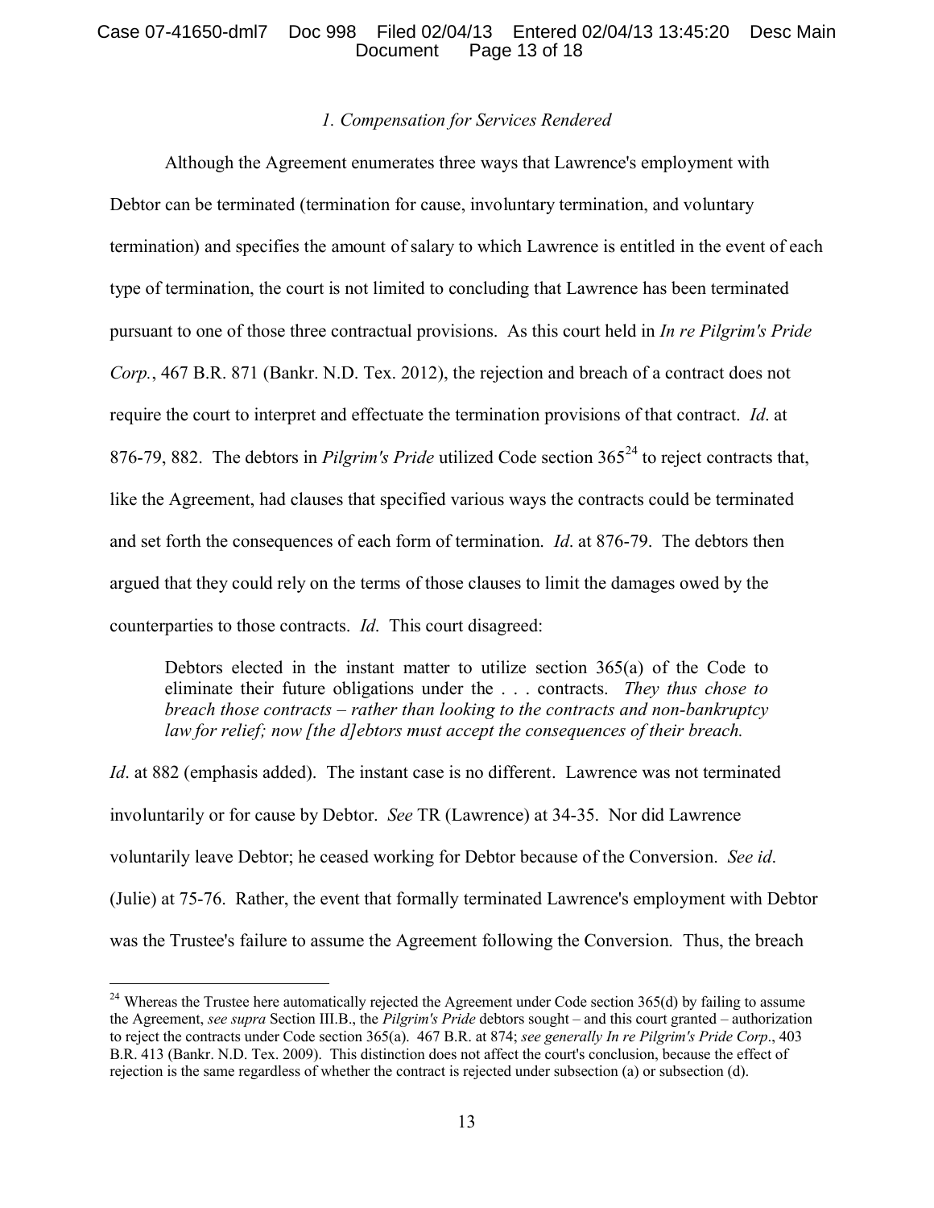*1. Compensation for Services Rendered*

Although the Agreement enumerates three ways that Lawrence's employment with Debtor can be terminated (termination for cause, involuntary termination, and voluntary termination) and specifies the amount of salary to which Lawrence is entitled in the event of each type of termination, the court is not limited to concluding that Lawrence has been terminated pursuant to one of those three contractual provisions. As this court held in *In re Pilgrim's Pride Corp.*, 467 B.R. 871 (Bankr. N.D. Tex. 2012), the rejection and breach of a contract does not require the court to interpret and effectuate the termination provisions of that contract. *Id*. at 876-79, 882. The debtors in *Pilgrim's Pride* utilized Code section 365[24] to reject contracts that, like the Agreement, had clauses that specified various ways the contracts could be terminated and set forth the consequences of each form of termination. *Id*. at 876-79. The debtors then argued that they could rely on the terms of those clauses to limit the damages owed by the counterparties to those contracts. *Id*. This court disagreed:

> Debtors elected in the instant matter to utilize section 365(a) of the Code to eliminate their future obligations under the . . . contracts. *They thus chose to breach those contracts – rather than looking to the contracts and non-bankruptcy law for relief; now [the d]ebtors must accept the consequences of their breach.*

*Id*. at 882 (emphasis added). The instant case is no different. Lawrence was not terminated involuntarily or for cause by Debtor. *See* TR (Lawrence) at 34-35. Nor did Lawrence voluntarily leave Debtor; he ceased working for Debtor because of the Conversion. *See id*. (Julie) at 75-76. Rather, the event that formally terminated Lawrence's employment with Debtor was the Trustee's failure to assume the Agreement following the Conversion. Thus, the breach

---

[24] Whereas the Trustee here automatically rejected the Agreement under Code section 365(d) by failing to assume the Agreement, *see supra* Section III.B., the *Pilgrim's Pride* debtors sought – and this court granted – authorization to reject the contracts under Code section 365(a). 467 B.R. at 874; *see generally In re Pilgrim's Pride Corp*., 403 B.R. 413 (Bankr. N.D. Tex. 2009). This distinction does not affect the court's conclusion, because the effect of rejection is the same regardless of whether the contract is rejected under subsection (a) or subsection (d).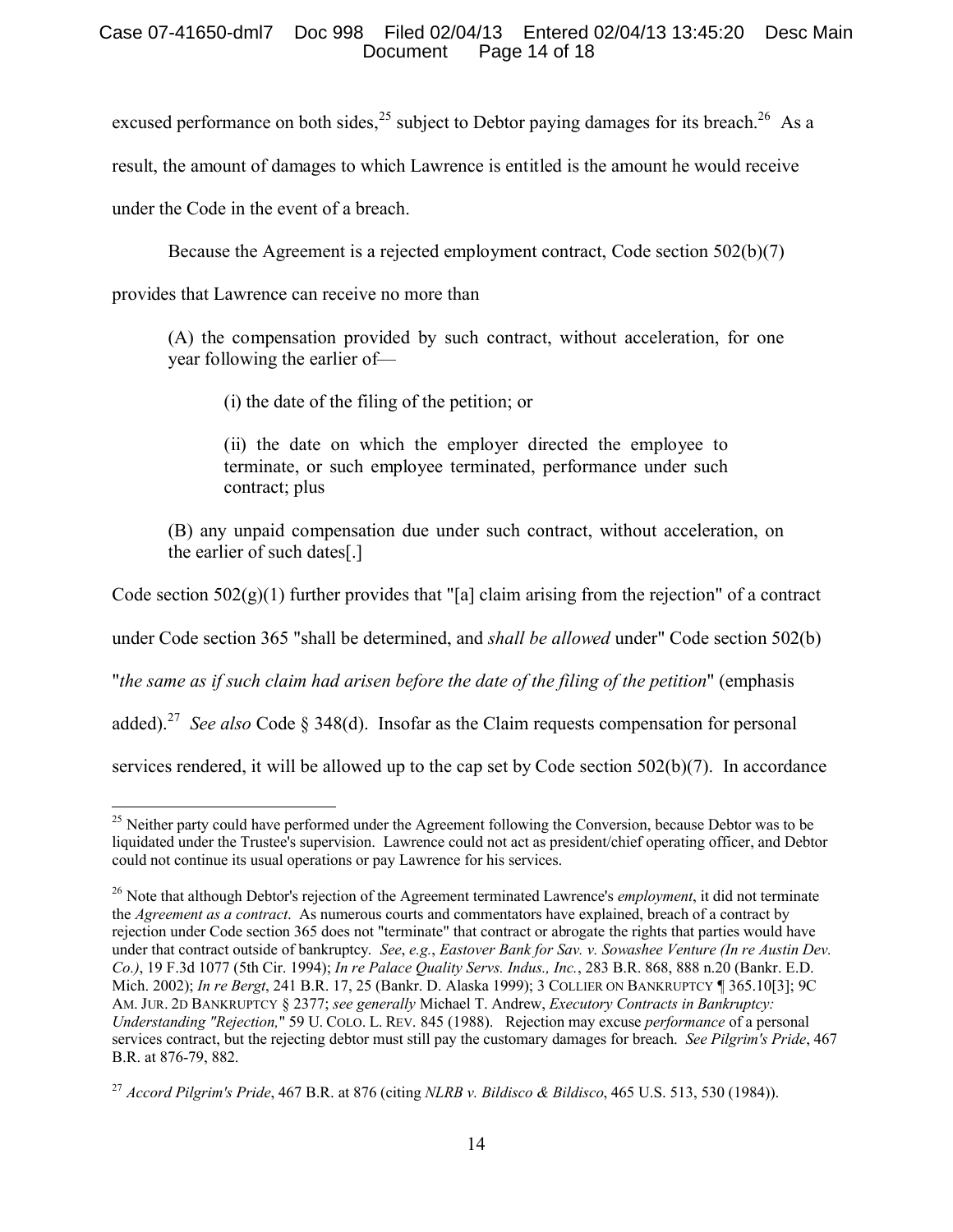excused performance on both sides,[25] subject to Debtor paying damages for its breach.[26] As a result, the amount of damages to which Lawrence is entitled is the amount he would receive under the Code in the event of a breach.

Because the Agreement is a rejected employment contract, Code section 502(b)(7) provides that Lawrence can receive no more than

> (A) the compensation provided by such contract, without acceleration, for one year following the earlier of—
>
> > (i) the date of the filing of the petition; or
> >
> > (ii) the date on which the employer directed the employee to terminate, or such employee terminated, performance under such contract; plus
>
> (B) any unpaid compensation due under such contract, without acceleration, on the earlier of such dates[.]

Code section 502(g)(1) further provides that "[a] claim arising from the rejection" of a contract under Code section 365 "shall be determined, and *shall be allowed* under" Code section 502(b) "*the same as if such claim had arisen before the date of the filing of the petition*" (emphasis added).[27] *See also* Code § 348(d). Insofar as the Claim requests compensation for personal services rendered, it will be allowed up to the cap set by Code section 502(b)(7). In accordance

---

[25] Neither party could have performed under the Agreement following the Conversion, because Debtor was to be liquidated under the Trustee's supervision. Lawrence could not act as president/chief operating officer, and Debtor could not continue its usual operations or pay Lawrence for his services.

[26] Note that although Debtor's rejection of the Agreement terminated Lawrence's *employment*, it did not terminate the *Agreement as a contract*. As numerous courts and commentators have explained, breach of a contract by rejection under Code section 365 does not "terminate" that contract or abrogate the rights that parties would have under that contract outside of bankruptcy. *See*, *e.g.*, *Eastover Bank for Sav. v. Sowashee Venture (In re Austin Dev. Co.)*, 19 F.3d 1077 (5th Cir. 1994); *In re Palace Quality Servs. Indus., Inc.*, 283 B.R. 868, 888 n.20 (Bankr. E.D. Mich. 2002); *In re Bergt*, 241 B.R. 17, 25 (Bankr. D. Alaska 1999); 3 COLLIER ON BANKRUPTCY ¶ 365.10[3]; 9C AM. JUR. 2D BANKRUPTCY § 2377; *see generally* Michael T. Andrew, *Executory Contracts in Bankruptcy: Understanding "Rejection,"* 59 U. COLO. L. REV. 845 (1988). Rejection may excuse *performance* of a personal services contract, but the rejecting debtor must still pay the customary damages for breach. *See Pilgrim's Pride*, 467 B.R. at 876-79, 882.

[27] *Accord Pilgrim's Pride*, 467 B.R. at 876 (citing *NLRB v. Bildisco & Bildisco*, 465 U.S. 513, 530 (1984)).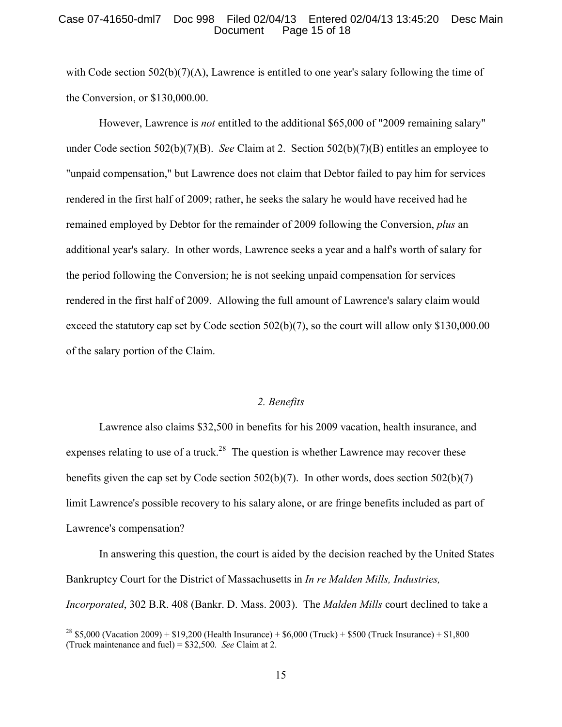with Code section 502(b)(7)(A), Lawrence is entitled to one year's salary following the time of the Conversion, or $130,000.00.

However, Lawrence is *not* entitled to the additional $65,000 of "2009 remaining salary" under Code section 502(b)(7)(B). *See* Claim at 2. Section 502(b)(7)(B) entitles an employee to "unpaid compensation," but Lawrence does not claim that Debtor failed to pay him for services rendered in the first half of 2009; rather, he seeks the salary he would have received had he remained employed by Debtor for the remainder of 2009 following the Conversion, *plus* an additional year's salary. In other words, Lawrence seeks a year and a half's worth of salary for the period following the Conversion; he is not seeking unpaid compensation for services rendered in the first half of 2009. Allowing the full amount of Lawrence's salary claim would exceed the statutory cap set by Code section 502(b)(7), so the court will allow only $130,000.00 of the salary portion of the Claim.

*2. Benefits*

Lawrence also claims $32,500 in benefits for his 2009 vacation, health insurance, and expenses relating to use of a truck.[28] The question is whether Lawrence may recover these benefits given the cap set by Code section 502(b)(7). In other words, does section 502(b)(7) limit Lawrence's possible recovery to his salary alone, or are fringe benefits included as part of Lawrence's compensation?

In answering this question, the court is aided by the decision reached by the United States Bankruptcy Court for the District of Massachusetts in *In re Malden Mills, Industries, Incorporated*, 302 B.R. 408 (Bankr. D. Mass. 2003). The *Malden Mills* court declined to take a

[28] $5,000 (Vacation 2009) + $19,200 (Health Insurance) + $6,000 (Truck) + $500 (Truck Insurance) + $1,800 (Truck maintenance and fuel) = $32,500. *See* Claim at 2.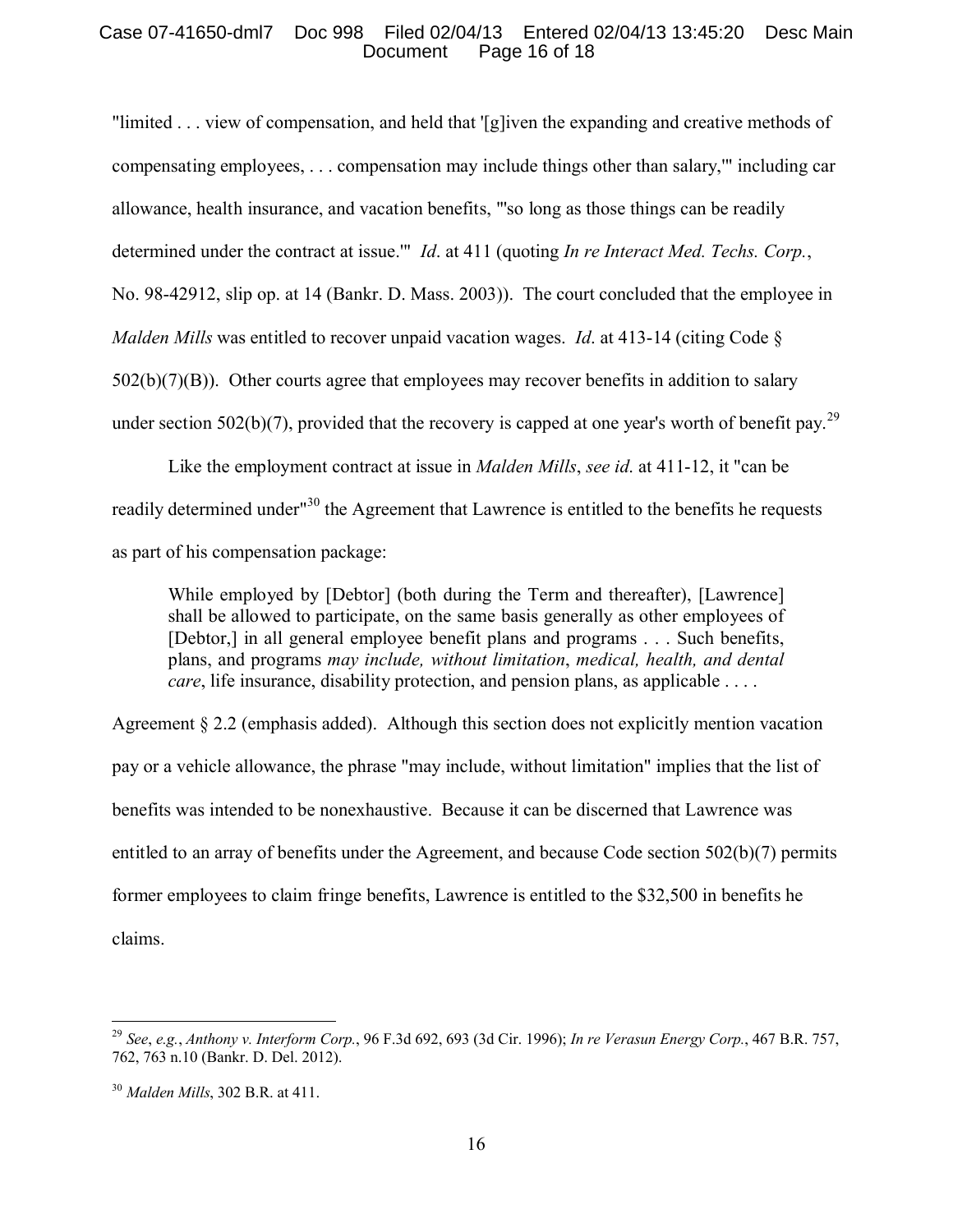"limited . . . view of compensation, and held that '[g]iven the expanding and creative methods of compensating employees, . . . compensation may include things other than salary,'" including car allowance, health insurance, and vacation benefits, "'so long as those things can be readily determined under the contract at issue.'" *Id*. at 411 (quoting *In re Interact Med. Techs. Corp.*, No. 98-42912, slip op. at 14 (Bankr. D. Mass. 2003)). The court concluded that the employee in *Malden Mills* was entitled to recover unpaid vacation wages. *Id*. at 413-14 (citing Code § 502(b)(7)(B)). Other courts agree that employees may recover benefits in addition to salary under section 502(b)(7), provided that the recovery is capped at one year's worth of benefit pay.[29]

Like the employment contract at issue in *Malden Mills*, *see id*. at 411-12, it "can be readily determined under"[30] the Agreement that Lawrence is entitled to the benefits he requests as part of his compensation package:

> While employed by [Debtor] (both during the Term and thereafter), [Lawrence] shall be allowed to participate, on the same basis generally as other employees of [Debtor,] in all general employee benefit plans and programs . . . Such benefits, plans, and programs *may include, without limitation*, *medical, health, and dental care*, life insurance, disability protection, and pension plans, as applicable . . . .

Agreement § 2.2 (emphasis added). Although this section does not explicitly mention vacation pay or a vehicle allowance, the phrase "may include, without limitation" implies that the list of benefits was intended to be nonexhaustive. Because it can be discerned that Lawrence was entitled to an array of benefits under the Agreement, and because Code section 502(b)(7) permits former employees to claim fringe benefits, Lawrence is entitled to the $32,500 in benefits he claims.

---

[29] *See*, *e.g.*, *Anthony v. Interform Corp.*, 96 F.3d 692, 693 (3d Cir. 1996); *In re Verasun Energy Corp.*, 467 B.R. 757, 762, 763 n.10 (Bankr. D. Del. 2012).

[30] *Malden Mills*, 302 B.R. at 411.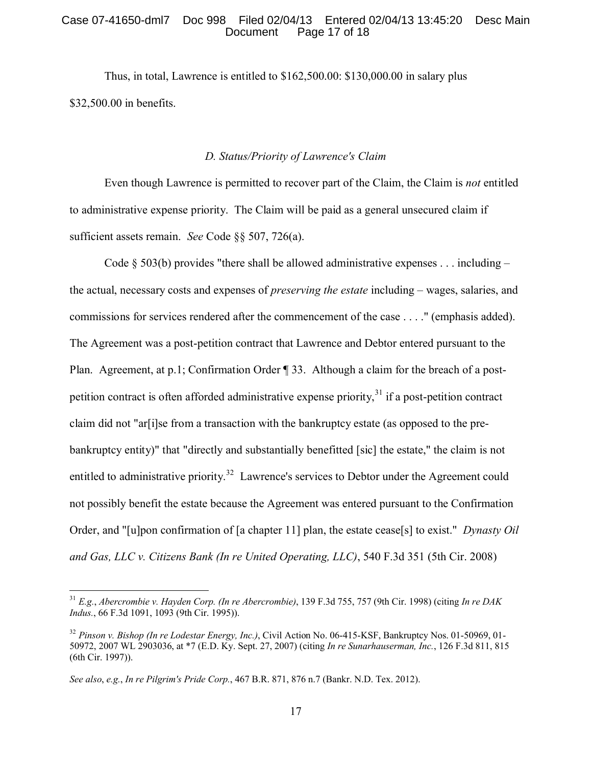Thus, in total, Lawrence is entitled to $162,500.00: $130,000.00 in salary plus $32,500.00 in benefits.

### *D. Status/Priority of Lawrence's Claim*

Even though Lawrence is permitted to recover part of the Claim, the Claim is *not* entitled to administrative expense priority. The Claim will be paid as a general unsecured claim if sufficient assets remain. *See* Code §§ 507, 726(a).

Code § 503(b) provides "there shall be allowed administrative expenses . . . including – the actual, necessary costs and expenses of *preserving the estate* including – wages, salaries, and commissions for services rendered after the commencement of the case . . . ." (emphasis added). The Agreement was a post-petition contract that Lawrence and Debtor entered pursuant to the Plan. Agreement, at p.1; Confirmation Order ¶ 33. Although a claim for the breach of a post-petition contract is often afforded administrative expense priority,[31] if a post-petition contract claim did not "ar[i]se from a transaction with the bankruptcy estate (as opposed to the pre-bankruptcy entity)" that "directly and substantially benefitted [sic] the estate," the claim is not entitled to administrative priority.[32] Lawrence's services to Debtor under the Agreement could not possibly benefit the estate because the Agreement was entered pursuant to the Confirmation Order, and "[u]pon confirmation of [a chapter 11] plan, the estate cease[s] to exist." *Dynasty Oil and Gas, LLC v. Citizens Bank (In re United Operating, LLC)*, 540 F.3d 351 (5th Cir. 2008)

---

[31] *E.g.*, *Abercrombie v. Hayden Corp. (In re Abercrombie)*, 139 F.3d 755, 757 (9th Cir. 1998) (citing *In re DAK Indus.*, 66 F.3d 1091, 1093 (9th Cir. 1995)).

[32] *Pinson v. Bishop (In re Lodestar Energy, Inc.)*, Civil Action No. 06-415-KSF, Bankruptcy Nos. 01-50969, 01-50972, 2007 WL 2903036, at *7 (E.D. Ky. Sept. 27, 2007) (citing *In re Sunarhauserman, Inc.*, 126 F.3d 811, 815 (6th Cir. 1997)).

*See also*, *e.g.*, *In re Pilgrim's Pride Corp.*, 467 B.R. 871, 876 n.7 (Bankr. N.D. Tex. 2012).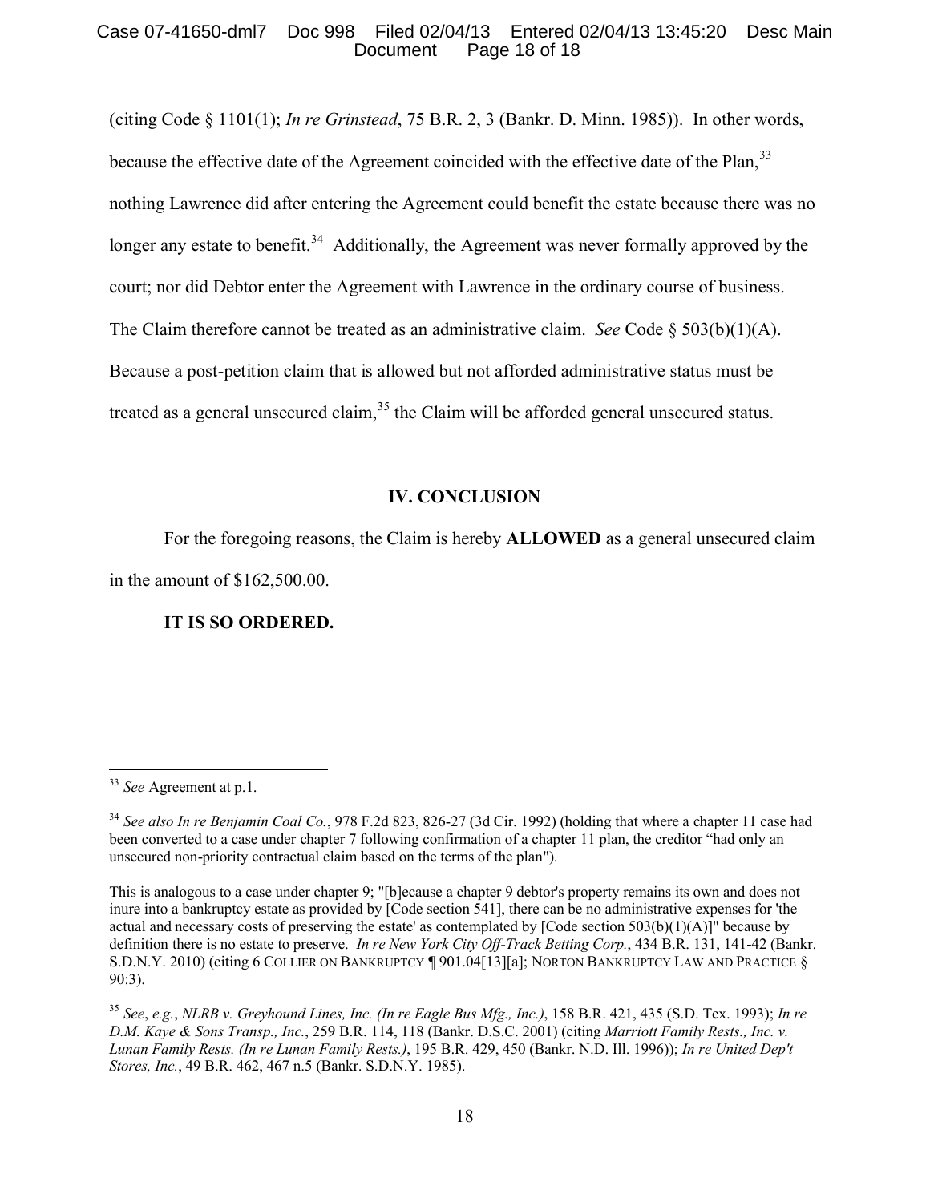(citing Code § 1101(1); *In re Grinstead*, 75 B.R. 2, 3 (Bankr. D. Minn. 1985)). In other words, because the effective date of the Agreement coincided with the effective date of the Plan,[33] nothing Lawrence did after entering the Agreement could benefit the estate because there was no longer any estate to benefit.[34] Additionally, the Agreement was never formally approved by the court; nor did Debtor enter the Agreement with Lawrence in the ordinary course of business. The Claim therefore cannot be treated as an administrative claim. *See* Code § 503(b)(1)(A). Because a post-petition claim that is allowed but not afforded administrative status must be treated as a general unsecured claim,[35] the Claim will be afforded general unsecured status.

## IV. CONCLUSION

For the foregoing reasons, the Claim is hereby **ALLOWED** as a general unsecured claim in the amount of $162,500.00.

**IT IS SO ORDERED.**

---

[33] *See* Agreement at p.1.

[34] *See also In re Benjamin Coal Co.*, 978 F.2d 823, 826-27 (3d Cir. 1992) (holding that where a chapter 11 case had been converted to a case under chapter 7 following confirmation of a chapter 11 plan, the creditor "had only an unsecured non-priority contractual claim based on the terms of the plan").

This is analogous to a case under chapter 9; "[b]ecause a chapter 9 debtor's property remains its own and does not inure into a bankruptcy estate as provided by [Code section 541], there can be no administrative expenses for 'the actual and necessary costs of preserving the estate' as contemplated by [Code section 503(b)(1)(A)]" because by definition there is no estate to preserve. *In re New York City Off-Track Betting Corp.*, 434 B.R. 131, 141-42 (Bankr. S.D.N.Y. 2010) (citing 6 COLLIER ON BANKRUPTCY ¶ 901.04[13][a]; NORTON BANKRUPTCY LAW AND PRACTICE § 90:3).

[35] *See*, *e.g.*, *NLRB v. Greyhound Lines, Inc. (In re Eagle Bus Mfg., Inc.)*, 158 B.R. 421, 435 (S.D. Tex. 1993); *In re D.M. Kaye & Sons Transp., Inc.*, 259 B.R. 114, 118 (Bankr. D.S.C. 2001) (citing *Marriott Family Rests., Inc. v. Lunan Family Rests. (In re Lunan Family Rests.)*, 195 B.R. 429, 450 (Bankr. N.D. Ill. 1996)); *In re United Dep't Stores, Inc.*, 49 B.R. 462, 467 n.5 (Bankr. S.D.N.Y. 1985).